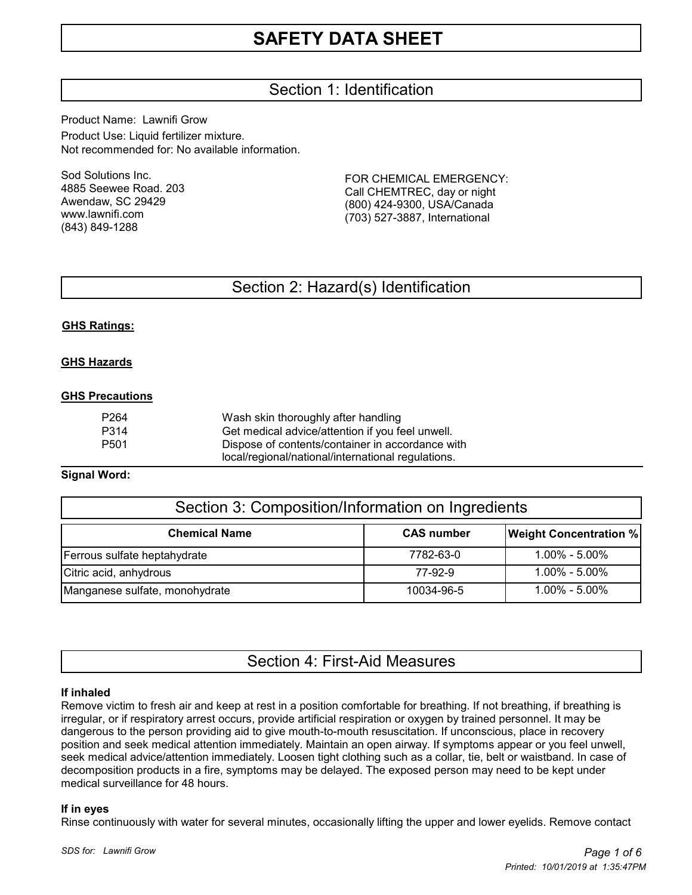# SAFETY DATA SHEET

## Section 1: Identification

Product Name: Lawnifi Grow

Product Use: Liquid fertilizer mixture.

Not recommended for: No available information.

Sod Solutions Inc.
4885 Seewee Road. 203
Awendaw, SC 29429
www.lawnifi.com
(843) 849-1288

FOR CHEMICAL EMERGENCY:
Call CHEMTREC, day or night
(800) 424-9300, USA/Canada
(703) 527-3887, International

## Section 2: Hazard(s) Identification

**GHS Ratings:**

**GHS Hazards**

**GHS Precautions**

| | |
|---|---|
| P264 | Wash skin thoroughly after handling |
| P314 | Get medical advice/attention if you feel unwell. |
| P501 | Dispose of contents/container in accordance with local/regional/national/international regulations. |

**Signal Word:**

## Section 3: Composition/Information on Ingredients

| Chemical Name | CAS number | Weight Concentration % |
|---|---|---|
| Ferrous sulfate heptahydrate | 7782-63-0 | 1.00% - 5.00% |
| Citric acid, anhydrous | 77-92-9 | 1.00% - 5.00% |
| Manganese sulfate, monohydrate | 10034-96-5 | 1.00% - 5.00% |

## Section 4: First-Aid Measures

**If inhaled**

Remove victim to fresh air and keep at rest in a position comfortable for breathing. If not breathing, if breathing is irregular, or if respiratory arrest occurs, provide artificial respiration or oxygen by trained personnel. It may be dangerous to the person providing aid to give mouth-to-mouth resuscitation. If unconscious, place in recovery position and seek medical attention immediately. Maintain an open airway. If symptoms appear or you feel unwell, seek medical advice/attention immediately. Loosen tight clothing such as a collar, tie, belt or waistband. In case of decomposition products in a fire, symptoms may be delayed. The exposed person may need to be kept under medical surveillance for 48 hours.

**If in eyes**

Rinse continuously with water for several minutes, occasionally lifting the upper and lower eyelids. Remove contact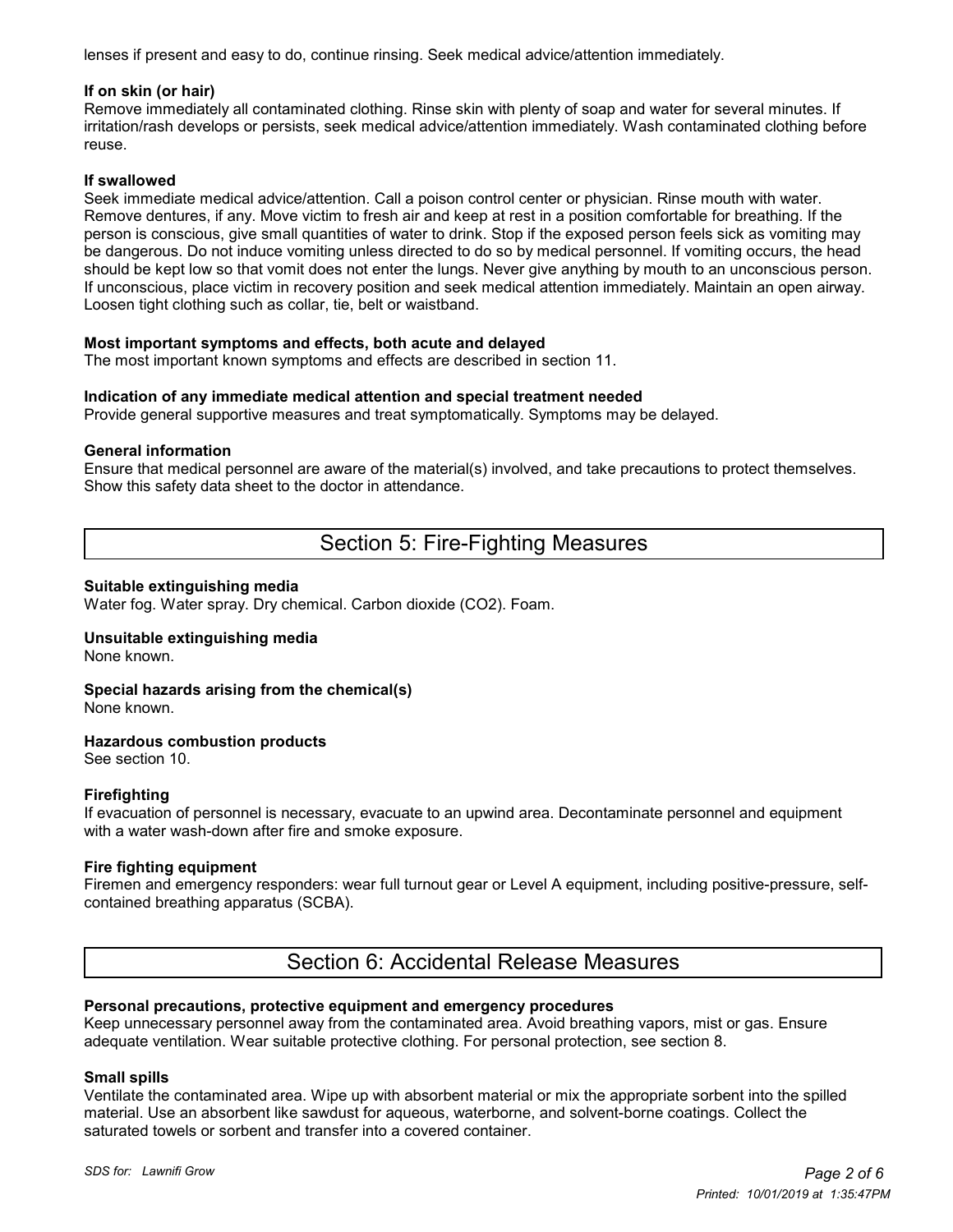lenses if present and easy to do, continue rinsing. Seek medical advice/attention immediately.

**If on skin (or hair)**

Remove immediately all contaminated clothing. Rinse skin with plenty of soap and water for several minutes. If irritation/rash develops or persists, seek medical advice/attention immediately. Wash contaminated clothing before reuse.

**If swallowed**

Seek immediate medical advice/attention. Call a poison control center or physician. Rinse mouth with water. Remove dentures, if any. Move victim to fresh air and keep at rest in a position comfortable for breathing. If the person is conscious, give small quantities of water to drink. Stop if the exposed person feels sick as vomiting may be dangerous. Do not induce vomiting unless directed to do so by medical personnel. If vomiting occurs, the head should be kept low so that vomit does not enter the lungs. Never give anything by mouth to an unconscious person. If unconscious, place victim in recovery position and seek medical attention immediately. Maintain an open airway. Loosen tight clothing such as collar, tie, belt or waistband.

**Most important symptoms and effects, both acute and delayed**

The most important known symptoms and effects are described in section 11.

**Indication of any immediate medical attention and special treatment needed**

Provide general supportive measures and treat symptomatically. Symptoms may be delayed.

**General information**

Ensure that medical personnel are aware of the material(s) involved, and take precautions to protect themselves. Show this safety data sheet to the doctor in attendance.

## Section 5: Fire-Fighting Measures

**Suitable extinguishing media**

Water fog. Water spray. Dry chemical. Carbon dioxide ($CO_2$). Foam.

**Unsuitable extinguishing media**

None known.

**Special hazards arising from the chemical(s)**

None known.

**Hazardous combustion products**

See section 10.

**Firefighting**

If evacuation of personnel is necessary, evacuate to an upwind area. Decontaminate personnel and equipment with a water wash-down after fire and smoke exposure.

**Fire fighting equipment**

Firemen and emergency responders: wear full turnout gear or Level A equipment, including positive-pressure, self-contained breathing apparatus (SCBA).

## Section 6: Accidental Release Measures

**Personal precautions, protective equipment and emergency procedures**

Keep unnecessary personnel away from the contaminated area. Avoid breathing vapors, mist or gas. Ensure adequate ventilation. Wear suitable protective clothing. For personal protection, see section 8.

**Small spills**

Ventilate the contaminated area. Wipe up with absorbent material or mix the appropriate sorbent into the spilled material. Use an absorbent like sawdust for aqueous, waterborne, and solvent-borne coatings. Collect the saturated towels or sorbent and transfer into a covered container.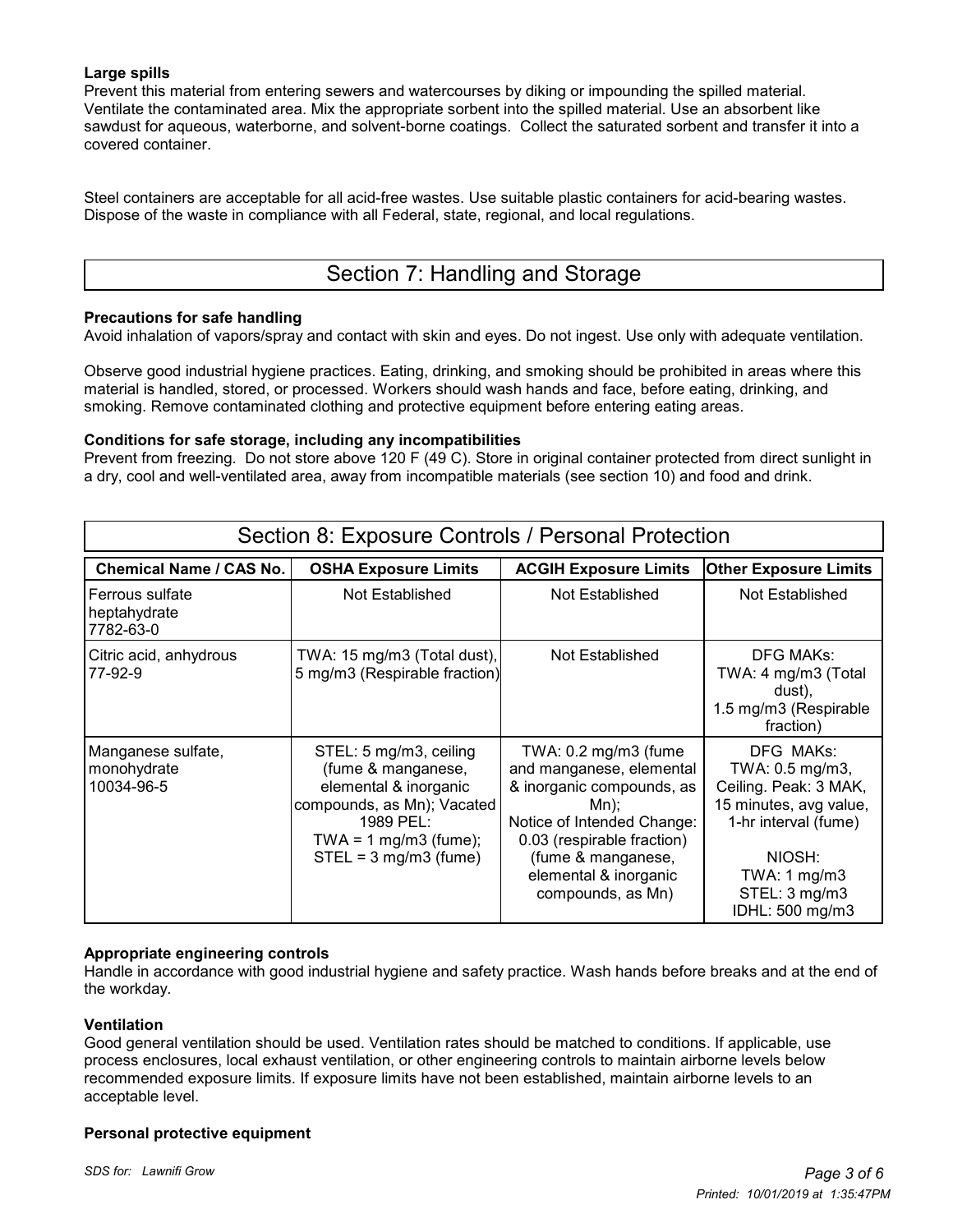**Large spills**

Prevent this material from entering sewers and watercourses by diking or impounding the spilled material. Ventilate the contaminated area. Mix the appropriate sorbent into the spilled material. Use an absorbent like sawdust for aqueous, waterborne, and solvent-borne coatings. Collect the saturated sorbent and transfer it into a covered container.

Steel containers are acceptable for all acid-free wastes. Use suitable plastic containers for acid-bearing wastes. Dispose of the waste in compliance with all Federal, state, regional, and local regulations.

## Section 7: Handling and Storage

**Precautions for safe handling**

Avoid inhalation of vapors/spray and contact with skin and eyes. Do not ingest. Use only with adequate ventilation.

Observe good industrial hygiene practices. Eating, drinking, and smoking should be prohibited in areas where this material is handled, stored, or processed. Workers should wash hands and face, before eating, drinking, and smoking. Remove contaminated clothing and protective equipment before entering eating areas.

**Conditions for safe storage, including any incompatibilities**

Prevent from freezing. Do not store above 120 F (49 C). Store in original container protected from direct sunlight in a dry, cool and well-ventilated area, away from incompatible materials (see section 10) and food and drink.

## Section 8: Exposure Controls / Personal Protection

| Chemical Name / CAS No. | OSHA Exposure Limits | ACGIH Exposure Limits | Other Exposure Limits |
|---|---|---|---|
| Ferrous sulfate heptahydrate 7782-63-0 | Not Established | Not Established | Not Established |
| Citric acid, anhydrous 77-92-9 | TWA: 15 mg/m3 (Total dust), 5 mg/m3 (Respirable fraction) | Not Established | DFG MAKs: TWA: 4 mg/m3 (Total dust), 1.5 mg/m3 (Respirable fraction) |
| Manganese sulfate, monohydrate 10034-96-5 | STEL: 5 mg/m3, ceiling (fume & manganese, elemental & inorganic compounds, as Mn); Vacated 1989 PEL: TWA = 1 mg/m3 (fume); STEL = 3 mg/m3 (fume) | TWA: 0.2 mg/m3 (fume and manganese, elemental & inorganic compounds, as Mn); Notice of Intended Change: 0.03 (respirable fraction) (fume & manganese, elemental & inorganic compounds, as Mn) | DFG MAKs: TWA: 0.5 mg/m3, Ceiling. Peak: 3 MAK, 15 minutes, avg value, 1-hr interval (fume) NIOSH: TWA: 1 mg/m3 STEL: 3 mg/m3 IDHL: 500 mg/m3 |

**Appropriate engineering controls**

Handle in accordance with good industrial hygiene and safety practice. Wash hands before breaks and at the end of the workday.

**Ventilation**

Good general ventilation should be used. Ventilation rates should be matched to conditions. If applicable, use process enclosures, local exhaust ventilation, or other engineering controls to maintain airborne levels below recommended exposure limits. If exposure limits have not been established, maintain airborne levels to an acceptable level.

**Personal protective equipment**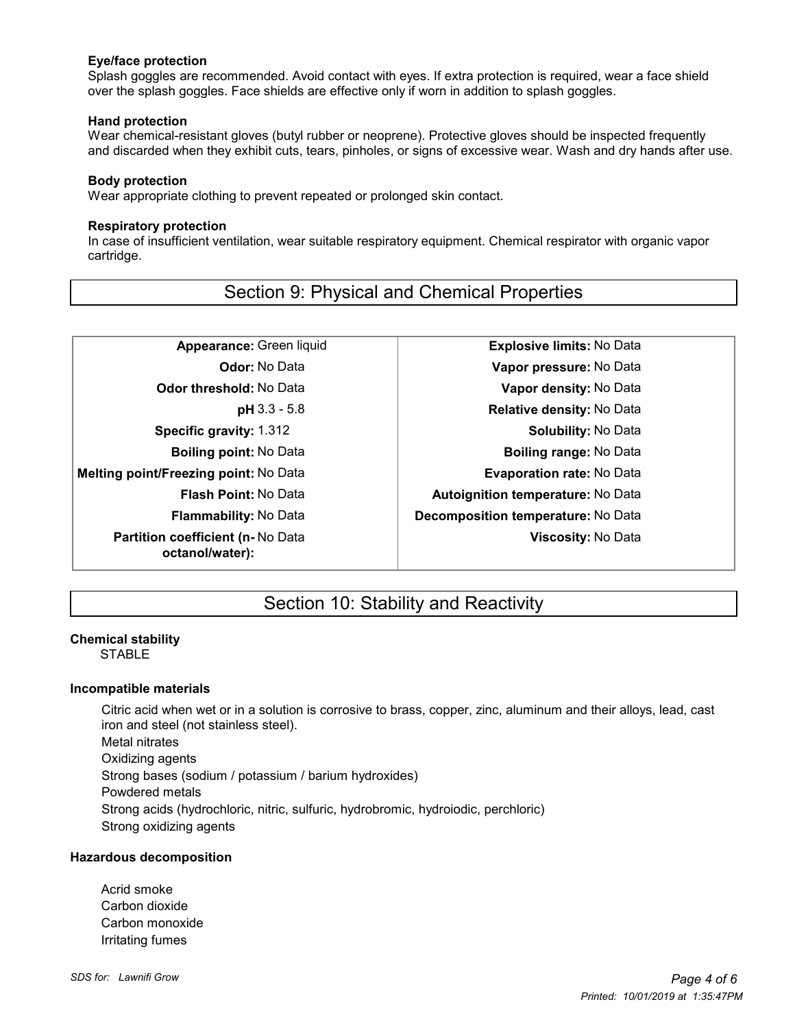**Eye/face protection**

Splash goggles are recommended. Avoid contact with eyes. If extra protection is required, wear a face shield over the splash goggles. Face shields are effective only if worn in addition to splash goggles.

**Hand protection**

Wear chemical-resistant gloves (butyl rubber or neoprene). Protective gloves should be inspected frequently and discarded when they exhibit cuts, tears, pinholes, or signs of excessive wear. Wash and dry hands after use.

**Body protection**

Wear appropriate clothing to prevent repeated or prolonged skin contact.

**Respiratory protection**

In case of insufficient ventilation, wear suitable respiratory equipment. Chemical respirator with organic vapor cartridge.

## Section 9: Physical and Chemical Properties

| Property | Value | Property | Value |
|---|---|---|---|
| **Appearance:** | Green liquid | **Explosive limits:** | No Data |
| **Odor:** | No Data | **Vapor pressure:** | No Data |
| **Odor threshold:** | No Data | **Vapor density:** | No Data |
| **pH** | 3.3 - 5.8 | **Relative density:** | No Data |
| **Specific gravity:** | 1.312 | **Solubility:** | No Data |
| **Boiling point:** | No Data | **Boiling range:** | No Data |
| **Melting point/Freezing point:** | No Data | **Evaporation rate:** | No Data |
| **Flash Point:** | No Data | **Autoignition temperature:** | No Data |
| **Flammability:** | No Data | **Decomposition temperature:** | No Data |
| **Partition coefficient (n-octanol/water):** | No Data | **Viscosity:** | No Data |

## Section 10: Stability and Reactivity

**Chemical stability**

STABLE

**Incompatible materials**

Citric acid when wet or in a solution is corrosive to brass, copper, zinc, aluminum and their alloys, lead, cast iron and steel (not stainless steel).
Metal nitrates
Oxidizing agents
Strong bases (sodium / potassium / barium hydroxides)
Powdered metals
Strong acids (hydrochloric, nitric, sulfuric, hydrobromic, hydroiodic, perchloric)
Strong oxidizing agents

**Hazardous decomposition**

Acrid smoke
Carbon dioxide
Carbon monoxide
Irritating fumes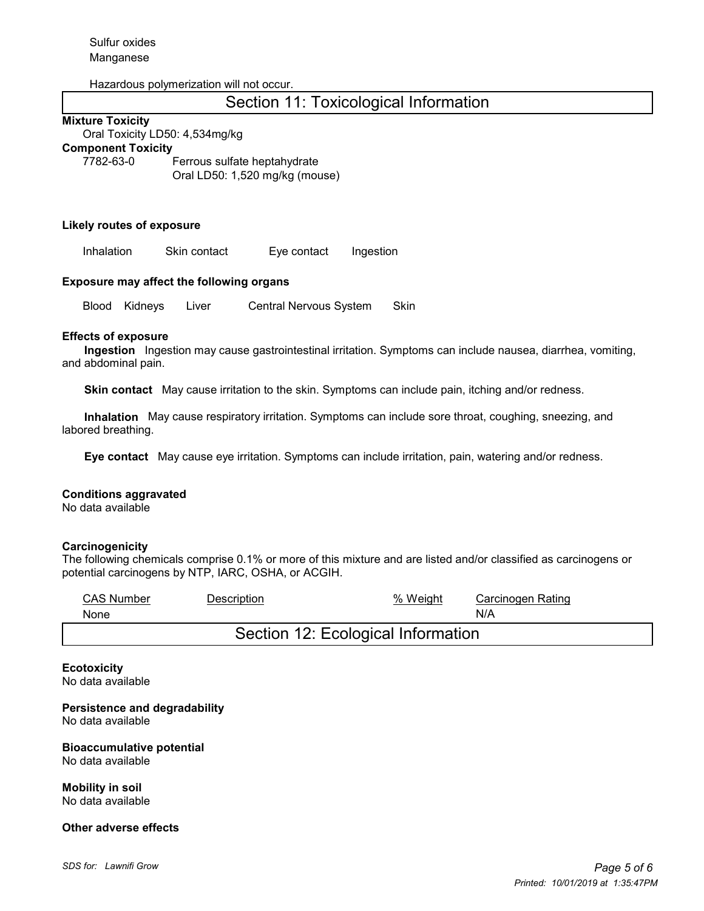Sulfur oxides
Manganese

Hazardous polymerization will not occur.

## Section 11: Toxicological Information

**Mixture Toxicity**

Oral Toxicity LD50: 4,534mg/kg

**Component Toxicity**

| | | |
|---|---|---|
| 7782-63-0 | Ferrous sulfate heptahydrate | Oral LD50: 1,520 mg/kg (mouse) |

**Likely routes of exposure**

Inhalation Skin contact Eye contact Ingestion

**Exposure may affect the following organs**

Blood Kidneys Liver Central Nervous System Skin

**Effects of exposure**

**Ingestion** Ingestion may cause gastrointestinal irritation. Symptoms can include nausea, diarrhea, vomiting, and abdominal pain.

**Skin contact** May cause irritation to the skin. Symptoms can include pain, itching and/or redness.

**Inhalation** May cause respiratory irritation. Symptoms can include sore throat, coughing, sneezing, and labored breathing.

**Eye contact** May cause eye irritation. Symptoms can include irritation, pain, watering and/or redness.

**Conditions aggravated**

No data available

**Carcinogenicity**

The following chemicals comprise 0.1% or more of this mixture and are listed and/or classified as carcinogens or potential carcinogens by NTP, IARC, OSHA, or ACGIH.

| CAS Number | Description | % Weight | Carcinogen Rating |
|---|---|---|---|
| None | | | N/A |

## Section 12: Ecological Information

**Ecotoxicity**

No data available

**Persistence and degradability**

No data available

**Bioaccumulative potential**

No data available

**Mobility in soil**

No data available

**Other adverse effects**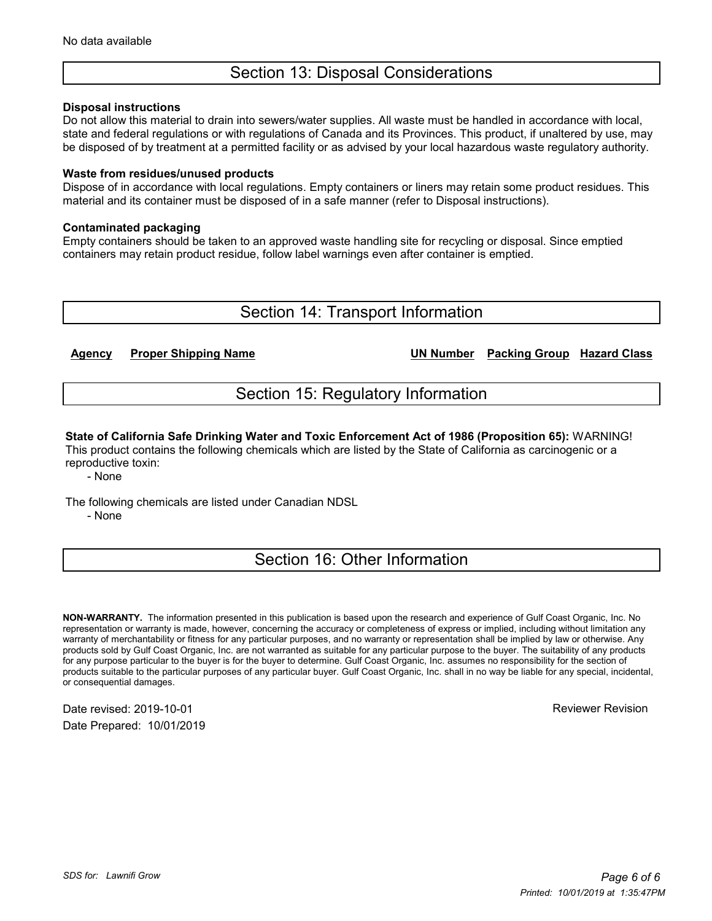No data available

## Section 13: Disposal Considerations

**Disposal instructions**

Do not allow this material to drain into sewers/water supplies. All waste must be handled in accordance with local, state and federal regulations or with regulations of Canada and its Provinces. This product, if unaltered by use, may be disposed of by treatment at a permitted facility or as advised by your local hazardous waste regulatory authority.

**Waste from residues/unused products**

Dispose of in accordance with local regulations. Empty containers or liners may retain some product residues. This material and its container must be disposed of in a safe manner (refer to Disposal instructions).

**Contaminated packaging**

Empty containers should be taken to an approved waste handling site for recycling or disposal. Since emptied containers may retain product residue, follow label warnings even after container is emptied.

## Section 14: Transport Information

| Agency | Proper Shipping Name | UN Number | Packing Group | Hazard Class |
|---|---|---|---|---|

## Section 15: Regulatory Information

**State of California Safe Drinking Water and Toxic Enforcement Act of 1986 (Proposition 65):** WARNING! This product contains the following chemicals which are listed by the State of California as carcinogenic or a reproductive toxin:

- None

The following chemicals are listed under Canadian NDSL

- None

## Section 16: Other Information

**NON-WARRANTY.** The information presented in this publication is based upon the research and experience of Gulf Coast Organic, Inc. No representation or warranty is made, however, concerning the accuracy or completeness of express or implied, including without limitation any warranty of merchantability or fitness for any particular purposes, and no warranty or representation shall be implied by law or otherwise. Any products sold by Gulf Coast Organic, Inc. are not warranted as suitable for any particular purpose to the buyer. The suitability of any products for any purpose particular to the buyer is for the buyer to determine. Gulf Coast Organic, Inc. assumes no responsibility for the section of products suitable to the particular purposes of any particular buyer. Gulf Coast Organic, Inc. shall in no way be liable for any special, incidental, or consequential damages.

Date revised: 2019-10-01

Reviewer Revision

Date Prepared: 10/01/2019